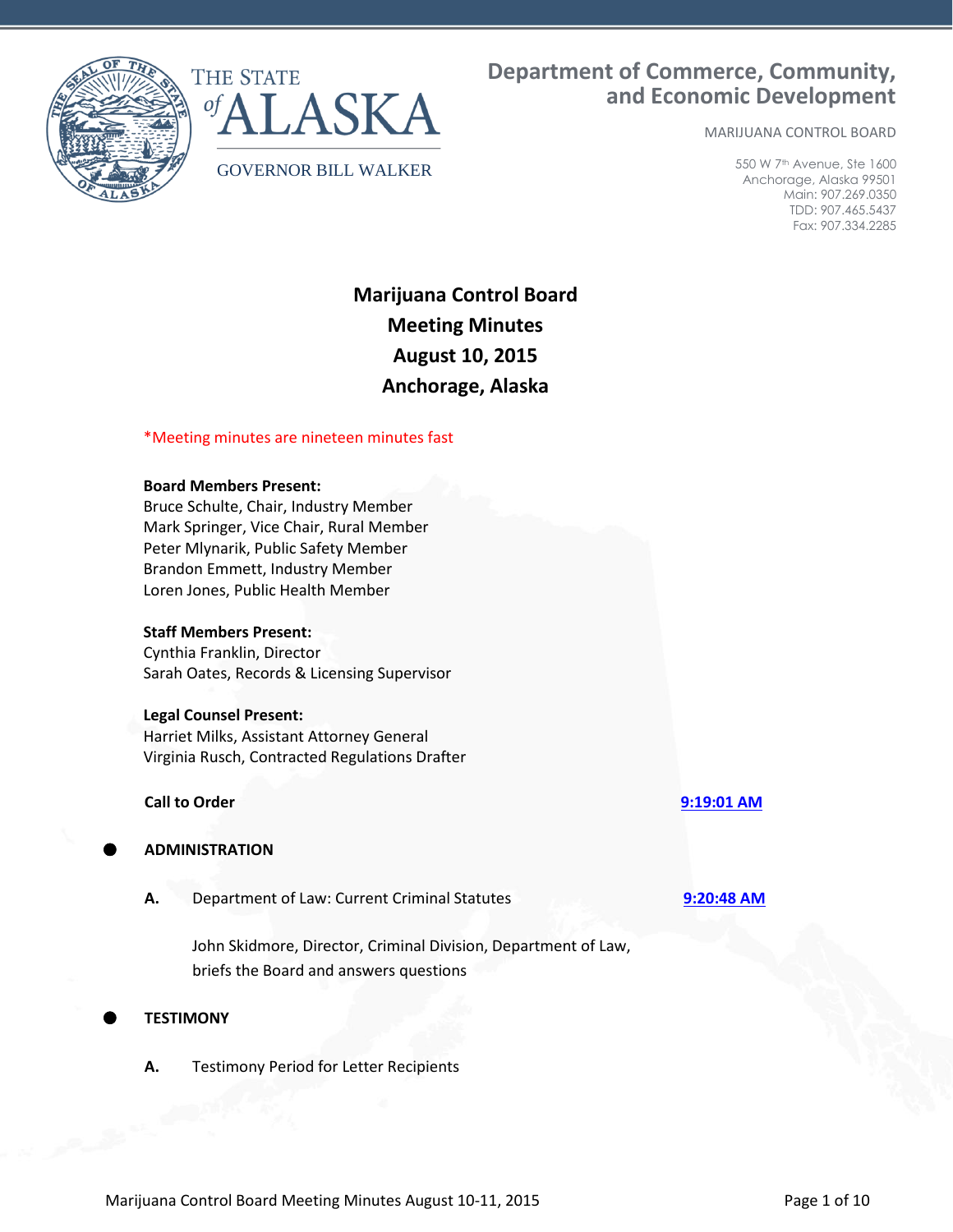# Department of Commerce, Community, and Economic Development

THE STATE of ALASKA

GOVERNOR BILL WALKER

MARIJUANA CONTROL BOARD

550 W 7th Avenue, Ste 1600
Anchorage, Alaska 99501
Main: 907.269.0350
TDD: 907.465.5437
Fax: 907.334.2285

## Marijuana Control Board
## Meeting Minutes
## August 10, 2015
## Anchorage, Alaska

*Meeting minutes are nineteen minutes fast

**Board Members Present:**
Bruce Schulte, Chair, Industry Member
Mark Springer, Vice Chair, Rural Member
Peter Mlynarik, Public Safety Member
Brandon Emmett, Industry Member
Loren Jones, Public Health Member

**Staff Members Present:**
Cynthia Franklin, Director
Sarah Oates, Records & Licensing Supervisor

**Legal Counsel Present:**
Harriet Milks, Assistant Attorney General
Virginia Rusch, Contracted Regulations Drafter

**Call to Order** — 9:19:01 AM

- **ADMINISTRATION**

**A.** Department of Law: Current Criminal Statutes — 9:20:48 AM

John Skidmore, Director, Criminal Division, Department of Law, briefs the Board and answers questions

- **TESTIMONY**

**A.** Testimony Period for Letter Recipients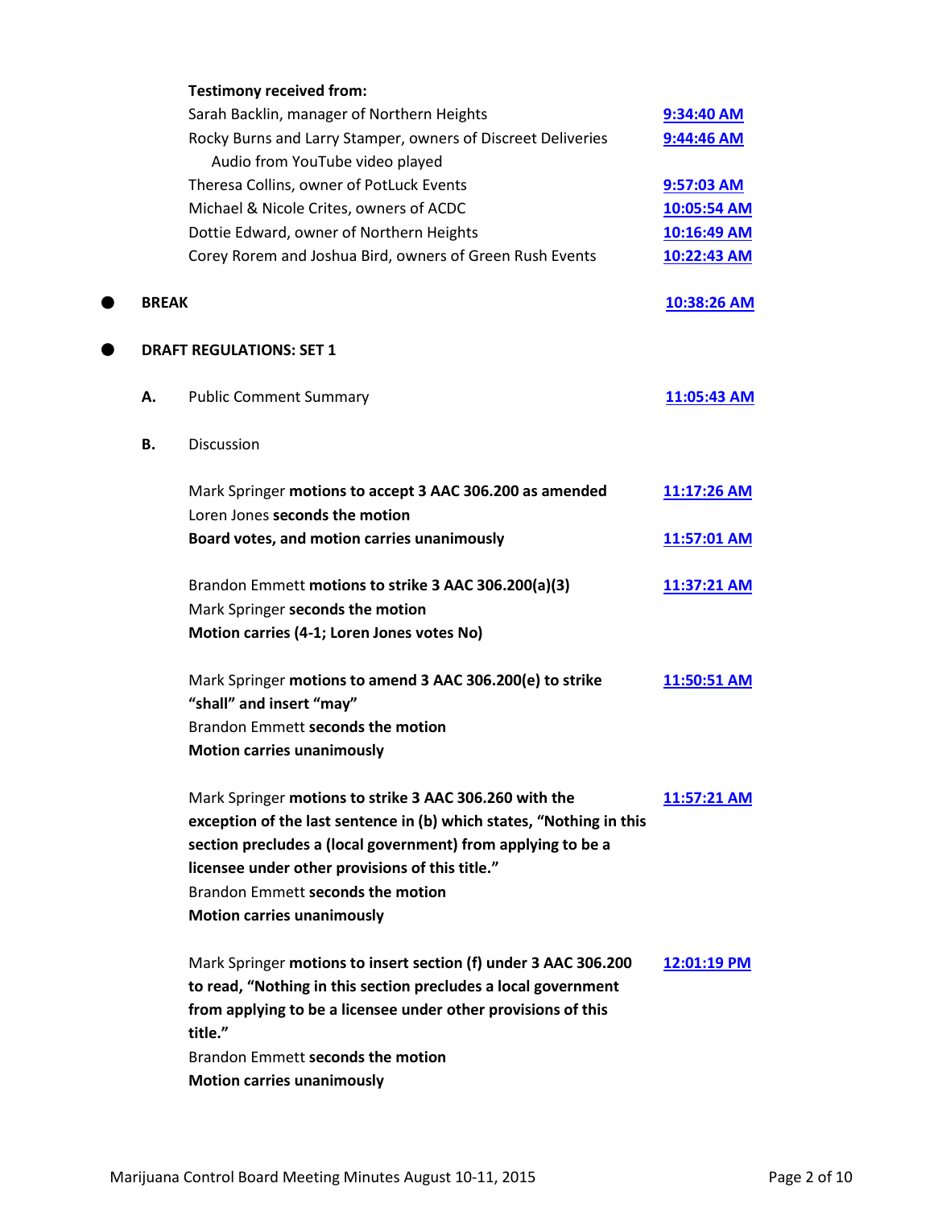**Testimony received from:**

| | |
|---|---|
| Sarah Backlin, manager of Northern Heights | 9:34:40 AM |
| Rocky Burns and Larry Stamper, owners of Discreet Deliveries<br>Audio from YouTube video played | 9:44:46 AM |
| Theresa Collins, owner of PotLuck Events | 9:57:03 AM |
| Michael & Nicole Crites, owners of ACDC | 10:05:54 AM |
| Dottie Edward, owner of Northern Heights | 10:16:49 AM |
| Corey Rorem and Joshua Bird, owners of Green Rush Events | 10:22:43 AM |

- **BREAK** — 10:38:26 AM

- **DRAFT REGULATIONS: SET 1**

**A.** Public Comment Summary — 11:05:43 AM

**B.** Discussion

Mark Springer **motions to accept 3 AAC 306.200 as amended** — 11:17:26 AM
Loren Jones **seconds the motion**
**Board votes, and motion carries unanimously** — 11:57:01 AM

Brandon Emmett **motions to strike 3 AAC 306.200(a)(3)** — 11:37:21 AM
Mark Springer **seconds the motion**
**Motion carries (4-1; Loren Jones votes No)**

Mark Springer **motions to amend 3 AAC 306.200(e) to strike "shall" and insert "may"** — 11:50:51 AM
Brandon Emmett **seconds the motion**
**Motion carries unanimously**

Mark Springer **motions to strike 3 AAC 306.260 with the exception of the last sentence in (b) which states, "Nothing in this section precludes a (local government) from applying to be a licensee under other provisions of this title."** — 11:57:21 AM
Brandon Emmett **seconds the motion**
**Motion carries unanimously**

Mark Springer **motions to insert section (f) under 3 AAC 306.200 to read, "Nothing in this section precludes a local government from applying to be a licensee under other provisions of this title."** — 12:01:19 PM
Brandon Emmett **seconds the motion**
**Motion carries unanimously**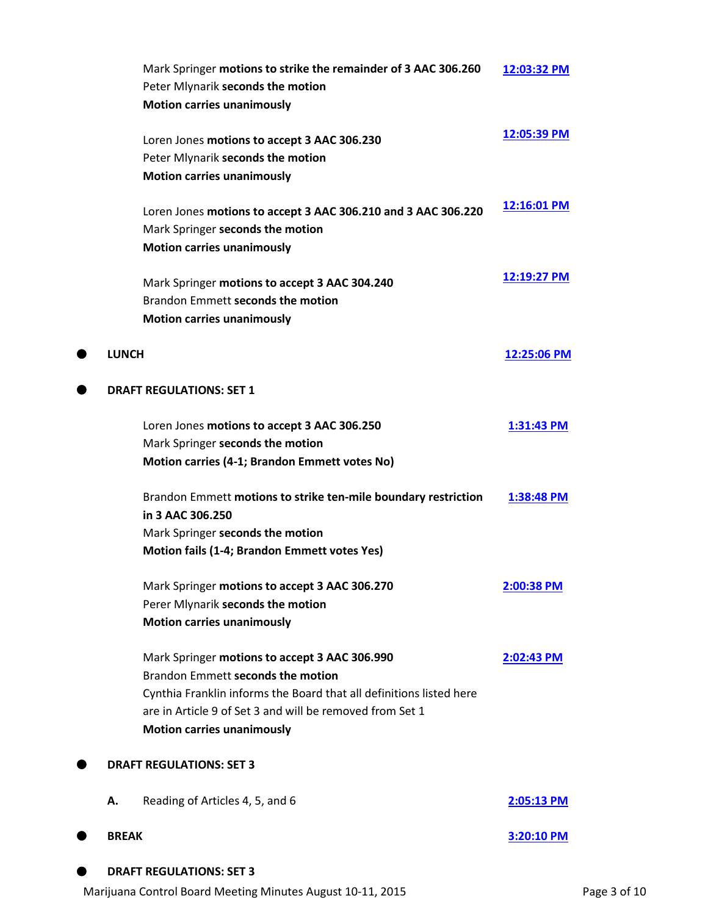Mark Springer **motions to strike the remainder of 3 AAC 306.260** **12:03:32 PM**
Peter Mlynarik **seconds the motion**
**Motion carries unanimously**

Loren Jones **motions to accept 3 AAC 306.230** **12:05:39 PM**
Peter Mlynarik **seconds the motion**
**Motion carries unanimously**

Loren Jones **motions to accept 3 AAC 306.210 and 3 AAC 306.220** **12:16:01 PM**
Mark Springer **seconds the motion**
**Motion carries unanimously**

Mark Springer **motions to accept 3 AAC 304.240** **12:19:27 PM**
Brandon Emmett **seconds the motion**
**Motion carries unanimously**

- **LUNCH** **12:25:06 PM**

- **DRAFT REGULATIONS: SET 1**

Loren Jones **motions to accept 3 AAC 306.250** **1:31:43 PM**
Mark Springer **seconds the motion**
**Motion carries (4-1; Brandon Emmett votes No)**

Brandon Emmett **motions to strike ten-mile boundary restriction in 3 AAC 306.250** **1:38:48 PM**
Mark Springer **seconds the motion**
**Motion fails (1-4; Brandon Emmett votes Yes)**

Mark Springer **motions to accept 3 AAC 306.270** **2:00:38 PM**
Perer Mlynarik **seconds the motion**
**Motion carries unanimously**

Mark Springer **motions to accept 3 AAC 306.990** **2:02:43 PM**
Brandon Emmett **seconds the motion**
Cynthia Franklin informs the Board that all definitions listed here are in Article 9 of Set 3 and will be removed from Set 1
**Motion carries unanimously**

- **DRAFT REGULATIONS: SET 3**

**A.** Reading of Articles 4, 5, and 6 **2:05:13 PM**

- **BREAK** **3:20:10 PM**

- **DRAFT REGULATIONS: SET 3**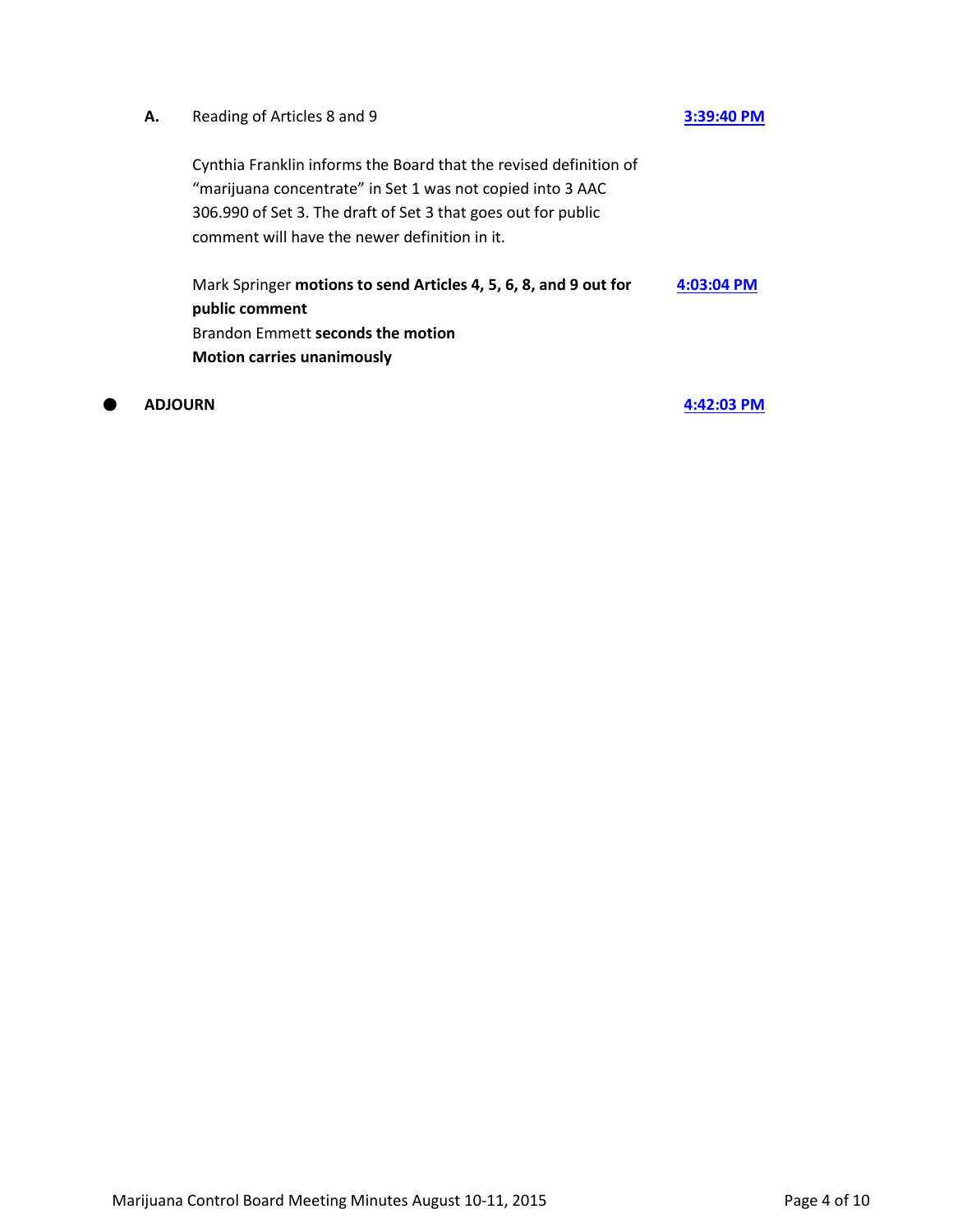**A.** Reading of Articles 8 and 9 **3:39:40 PM**

Cynthia Franklin informs the Board that the revised definition of "marijuana concentrate" in Set 1 was not copied into 3 AAC 306.990 of Set 3. The draft of Set 3 that goes out for public comment will have the newer definition in it.

Mark Springer **motions to send Articles 4, 5, 6, 8, and 9 out for public comment** **4:03:04 PM**
Brandon Emmett **seconds the motion**
**Motion carries unanimously**

- **ADJOURN** **4:42:03 PM**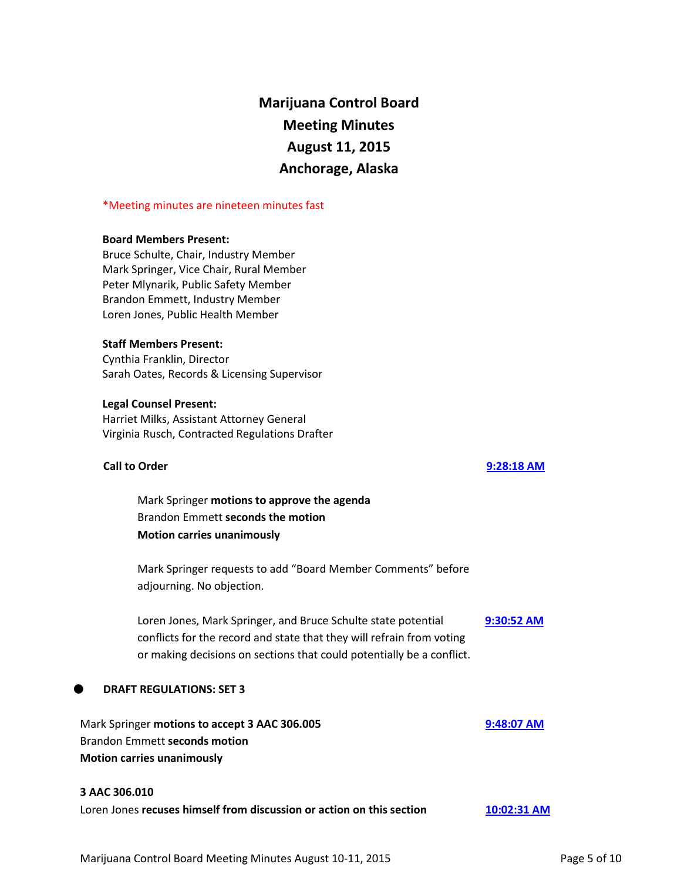# Marijuana Control Board
# Meeting Minutes
# August 11, 2015
# Anchorage, Alaska

*Meeting minutes are nineteen minutes fast

**Board Members Present:**
Bruce Schulte, Chair, Industry Member
Mark Springer, Vice Chair, Rural Member
Peter Mlynarik, Public Safety Member
Brandon Emmett, Industry Member
Loren Jones, Public Health Member

**Staff Members Present:**
Cynthia Franklin, Director
Sarah Oates, Records & Licensing Supervisor

**Legal Counsel Present:**
Harriet Milks, Assistant Attorney General
Virginia Rusch, Contracted Regulations Drafter

**Call to Order** 9:28:18 AM

Mark Springer **motions to approve the agenda**
Brandon Emmett **seconds the motion**
**Motion carries unanimously**

Mark Springer requests to add "Board Member Comments" before adjourning. No objection.

Loren Jones, Mark Springer, and Bruce Schulte state potential conflicts for the record and state that they will refrain from voting or making decisions on sections that could potentially be a conflict. 9:30:52 AM

- **DRAFT REGULATIONS: SET 3**

Mark Springer **motions to accept 3 AAC 306.005** 9:48:07 AM
Brandon Emmett **seconds motion**
**Motion carries unanimously**

**3 AAC 306.010**
Loren Jones **recuses himself from discussion or action on this section** 10:02:31 AM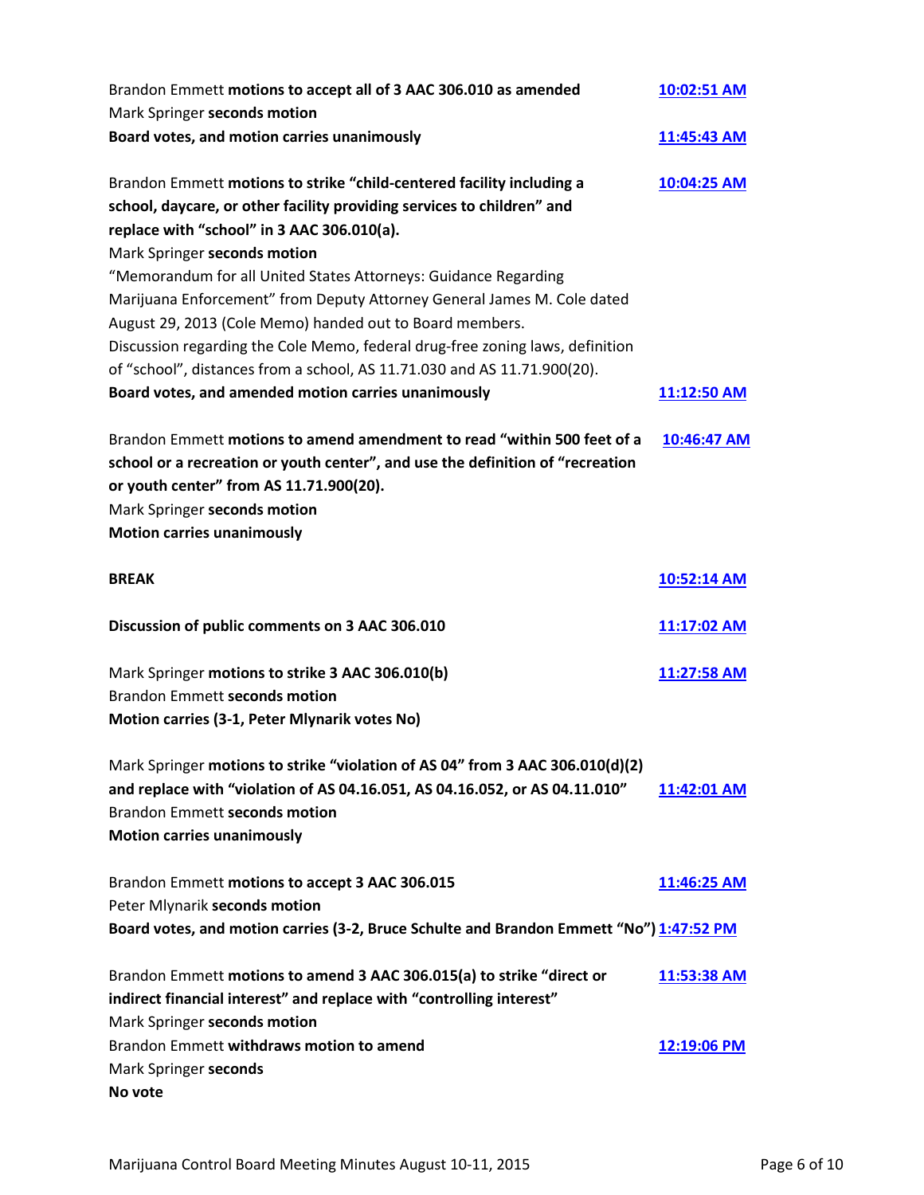Brandon Emmett **motions to accept all of 3 AAC 306.010 as amended** — **10:02:51 AM**
Mark Springer **seconds motion**
**Board votes, and motion carries unanimously** — **11:45:43 AM**

Brandon Emmett **motions to strike "child-centered facility including a school, daycare, or other facility providing services to children" and replace with "school" in 3 AAC 306.010(a).** — **10:04:25 AM**
Mark Springer **seconds motion**
"Memorandum for all United States Attorneys: Guidance Regarding Marijuana Enforcement" from Deputy Attorney General James M. Cole dated August 29, 2013 (Cole Memo) handed out to Board members.
Discussion regarding the Cole Memo, federal drug-free zoning laws, definition of "school", distances from a school, AS 11.71.030 and AS 11.71.900(20).
**Board votes, and amended motion carries unanimously** — **11:12:50 AM**

Brandon Emmett **motions to amend amendment to read "within 500 feet of a school or a recreation or youth center", and use the definition of "recreation or youth center" from AS 11.71.900(20).** — **10:46:47 AM**
Mark Springer **seconds motion**
**Motion carries unanimously**

**BREAK** — **10:52:14 AM**

**Discussion of public comments on 3 AAC 306.010** — **11:17:02 AM**

Mark Springer **motions to strike 3 AAC 306.010(b)** — **11:27:58 AM**
Brandon Emmett **seconds motion**
**Motion carries (3-1, Peter Mlynarik votes No)**

Mark Springer **motions to strike "violation of AS 04" from 3 AAC 306.010(d)(2) and replace with "violation of AS 04.16.051, AS 04.16.052, or AS 04.11.010"** — **11:42:01 AM**
Brandon Emmett **seconds motion**
**Motion carries unanimously**

Brandon Emmett **motions to accept 3 AAC 306.015** — **11:46:25 AM**
Peter Mlynarik **seconds motion**
**Board votes, and motion carries (3-2, Bruce Schulte and Brandon Emmett "No")** — **1:47:52 PM**

Brandon Emmett **motions to amend 3 AAC 306.015(a) to strike "direct or indirect financial interest" and replace with "controlling interest"** — **11:53:38 AM**
Mark Springer **seconds motion**
Brandon Emmett **withdraws motion to amend** — **12:19:06 PM**
Mark Springer **seconds**
**No vote**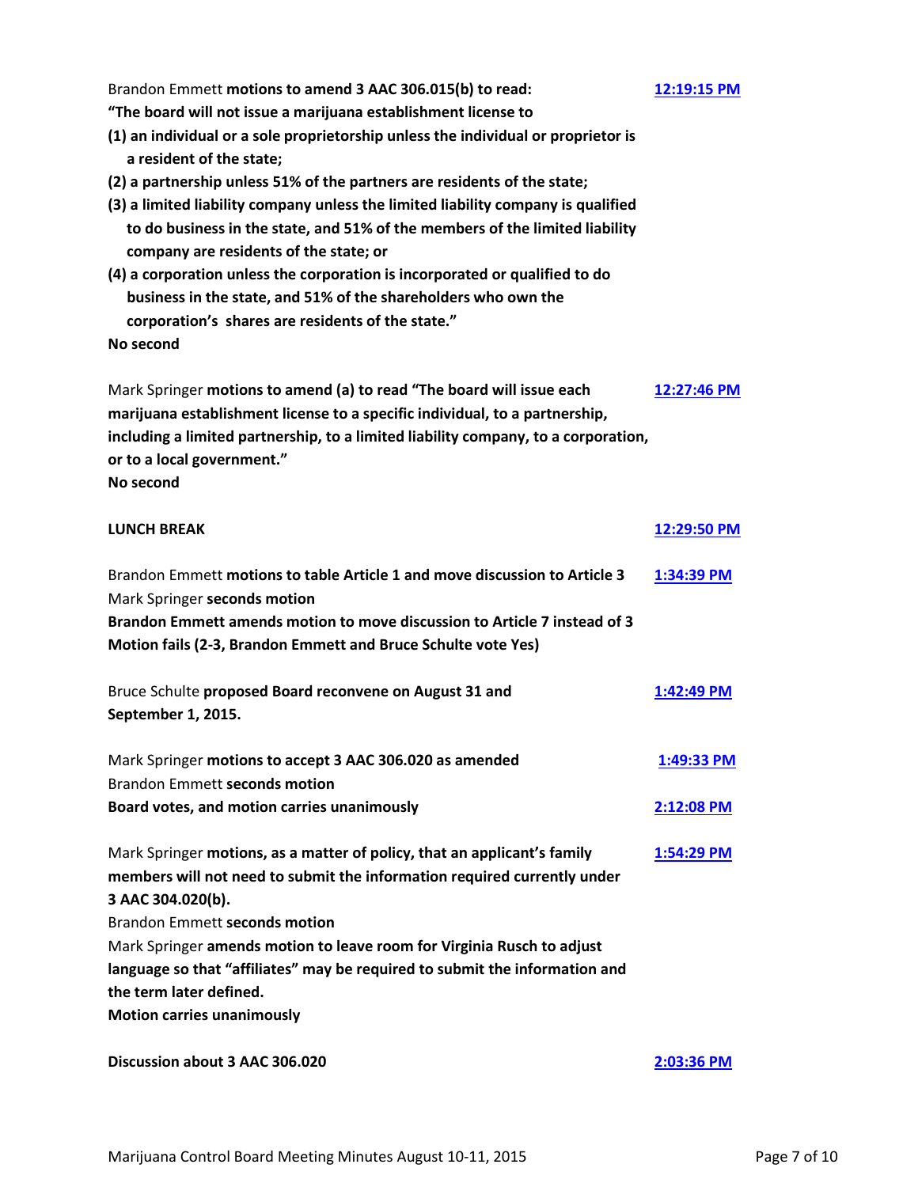Brandon Emmett **motions to amend 3 AAC 306.015(b) to read:** 12:19:15 PM
**"The board will not issue a marijuana establishment license to**
**(1) an individual or a sole proprietorship unless the individual or proprietor is a resident of the state;**
**(2) a partnership unless 51% of the partners are residents of the state;**
**(3) a limited liability company unless the limited liability company is qualified to do business in the state, and 51% of the members of the limited liability company are residents of the state; or**
**(4) a corporation unless the corporation is incorporated or qualified to do business in the state, and 51% of the shareholders who own the corporation's shares are residents of the state."**
**No second**

Mark Springer **motions to amend (a) to read "The board will issue each marijuana establishment license to a specific individual, to a partnership, including a limited partnership, to a limited liability company, to a corporation, or to a local government."** 12:27:46 PM
**No second**

**LUNCH BREAK** 12:29:50 PM

Brandon Emmett **motions to table Article 1 and move discussion to Article 3** 1:34:39 PM
Mark Springer **seconds motion**
**Brandon Emmett amends motion to move discussion to Article 7 instead of 3**
**Motion fails (2-3, Brandon Emmett and Bruce Schulte vote Yes)**

Bruce Schulte **proposed Board reconvene on August 31 and September 1, 2015.** 1:42:49 PM

Mark Springer **motions to accept 3 AAC 306.020 as amended** 1:49:33 PM
Brandon Emmett **seconds motion**
**Board votes, and motion carries unanimously** 2:12:08 PM

Mark Springer **motions, as a matter of policy, that an applicant's family members will not need to submit the information required currently under 3 AAC 304.020(b).** 1:54:29 PM
Brandon Emmett **seconds motion**
Mark Springer **amends motion to leave room for Virginia Rusch to adjust language so that "affiliates" may be required to submit the information and the term later defined.**
**Motion carries unanimously**

**Discussion about 3 AAC 306.020** 2:03:36 PM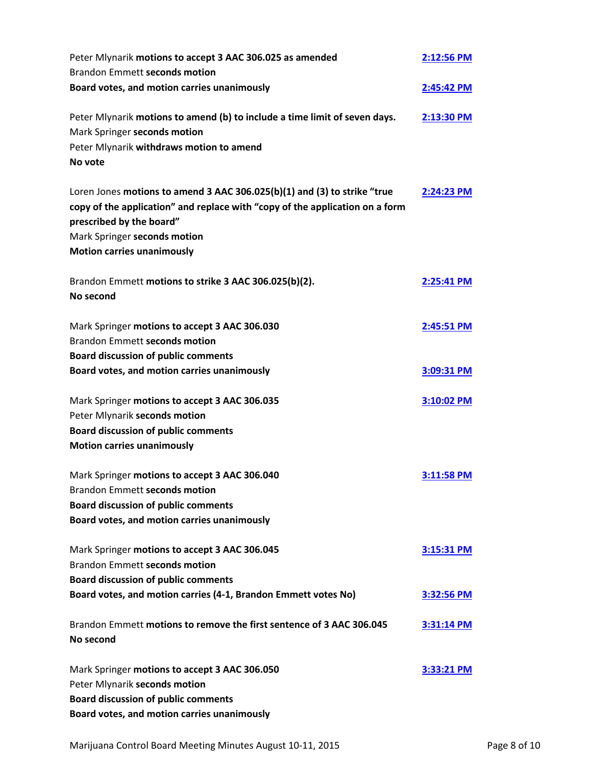Peter Mlynarik **motions to accept 3 AAC 306.025 as amended** [2:12:56 PM]
Brandon Emmett **seconds motion**
**Board votes, and motion carries unanimously** [2:45:42 PM]

Peter Mlynarik **motions to amend (b) to include a time limit of seven days.** [2:13:30 PM]
Mark Springer **seconds motion**
Peter Mlynarik **withdraws motion to amend**
**No vote**

Loren Jones **motions to amend 3 AAC 306.025(b)(1) and (3) to strike "true copy of the application" and replace with "copy of the application on a form prescribed by the board"** [2:24:23 PM]
Mark Springer **seconds motion**
**Motion carries unanimously**

Brandon Emmett **motions to strike 3 AAC 306.025(b)(2).** [2:25:41 PM]
**No second**

Mark Springer **motions to accept 3 AAC 306.030** [2:45:51 PM]
Brandon Emmett **seconds motion**
**Board discussion of public comments**
**Board votes, and motion carries unanimously** [3:09:31 PM]

Mark Springer **motions to accept 3 AAC 306.035** [3:10:02 PM]
Peter Mlynarik **seconds motion**
**Board discussion of public comments**
**Motion carries unanimously**

Mark Springer **motions to accept 3 AAC 306.040** [3:11:58 PM]
Brandon Emmett **seconds motion**
**Board discussion of public comments**
**Board votes, and motion carries unanimously**

Mark Springer **motions to accept 3 AAC 306.045** [3:15:31 PM]
Brandon Emmett **seconds motion**
**Board discussion of public comments**
**Board votes, and motion carries (4-1, Brandon Emmett votes No)** [3:32:56 PM]

Brandon Emmett **motions to remove the first sentence of 3 AAC 306.045** [3:31:14 PM]
**No second**

Mark Springer **motions to accept 3 AAC 306.050** [3:33:21 PM]
Peter Mlynarik **seconds motion**
**Board discussion of public comments**
**Board votes, and motion carries unanimously**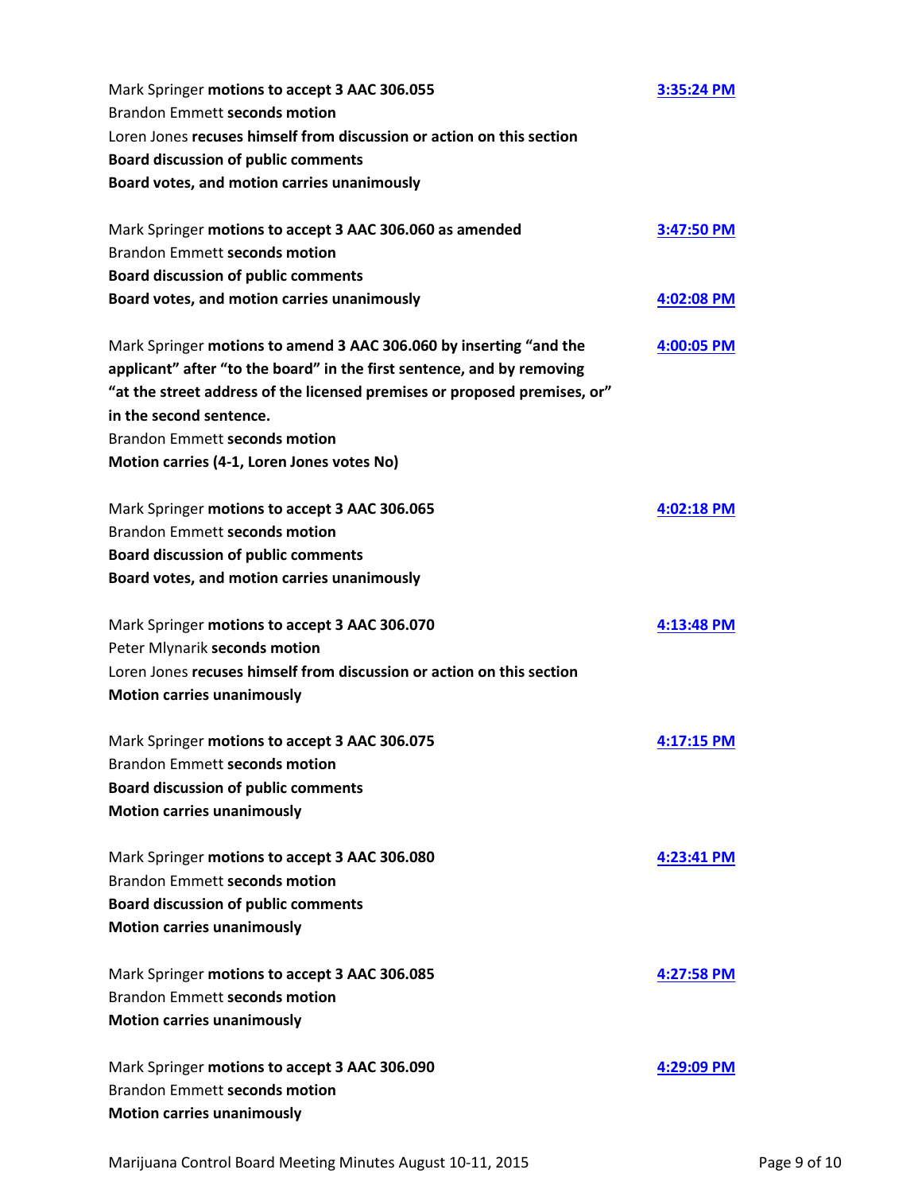Mark Springer **motions to accept 3 AAC 306.055** **[3:35:24 PM]**
Brandon Emmett **seconds motion**
Loren Jones **recuses himself from discussion or action on this section**
**Board discussion of public comments**
**Board votes, and motion carries unanimously**

Mark Springer **motions to accept 3 AAC 306.060 as amended** **[3:47:50 PM]**
Brandon Emmett **seconds motion**
**Board discussion of public comments**
**Board votes, and motion carries unanimously** **[4:02:08 PM]**

Mark Springer **motions to amend 3 AAC 306.060 by inserting "and the applicant" after "to the board" in the first sentence, and by removing "at the street address of the licensed premises or proposed premises, or" in the second sentence.** **[4:00:05 PM]**
Brandon Emmett **seconds motion**
**Motion carries (4-1, Loren Jones votes No)**

Mark Springer **motions to accept 3 AAC 306.065** **[4:02:18 PM]**
Brandon Emmett **seconds motion**
**Board discussion of public comments**
**Board votes, and motion carries unanimously**

Mark Springer **motions to accept 3 AAC 306.070** **[4:13:48 PM]**
Peter Mlynarik **seconds motion**
Loren Jones **recuses himself from discussion or action on this section**
**Motion carries unanimously**

Mark Springer **motions to accept 3 AAC 306.075** **[4:17:15 PM]**
Brandon Emmett **seconds motion**
**Board discussion of public comments**
**Motion carries unanimously**

Mark Springer **motions to accept 3 AAC 306.080** **[4:23:41 PM]**
Brandon Emmett **seconds motion**
**Board discussion of public comments**
**Motion carries unanimously**

Mark Springer **motions to accept 3 AAC 306.085** **[4:27:58 PM]**
Brandon Emmett **seconds motion**
**Motion carries unanimously**

Mark Springer **motions to accept 3 AAC 306.090** **[4:29:09 PM]**
Brandon Emmett **seconds motion**
**Motion carries unanimously**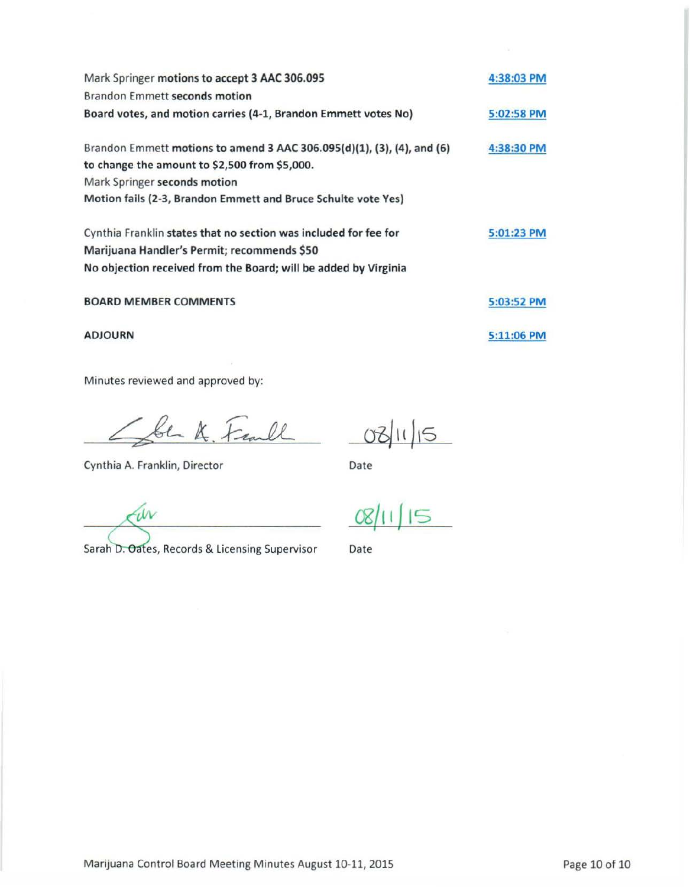Mark Springer **motions to accept 3 AAC 306.095** 4:38:03 PM
Brandon Emmett **seconds motion**
**Board votes, and motion carries (4-1, Brandon Emmett votes No)** 5:02:58 PM

Brandon Emmett **motions to amend 3 AAC 306.095(d)(1), (3), (4), and (6) to change the amount to $2,500 from $5,000.** 4:38:30 PM
Mark Springer **seconds motion**
**Motion fails (2-3, Brandon Emmett and Bruce Schulte vote Yes)**

Cynthia Franklin **states that no section was included for fee for Marijuana Handler's Permit; recommends $50** 5:01:23 PM
**No objection received from the Board; will be added by Virginia**

**BOARD MEMBER COMMENTS** 5:03:52 PM

**ADJOURN** 5:11:06 PM

Minutes reviewed and approved by:

Cynthia A. Franklin, Director — Date: 08/11/15

Sarah D. Oates, Records & Licensing Supervisor — Date: 08/11/15